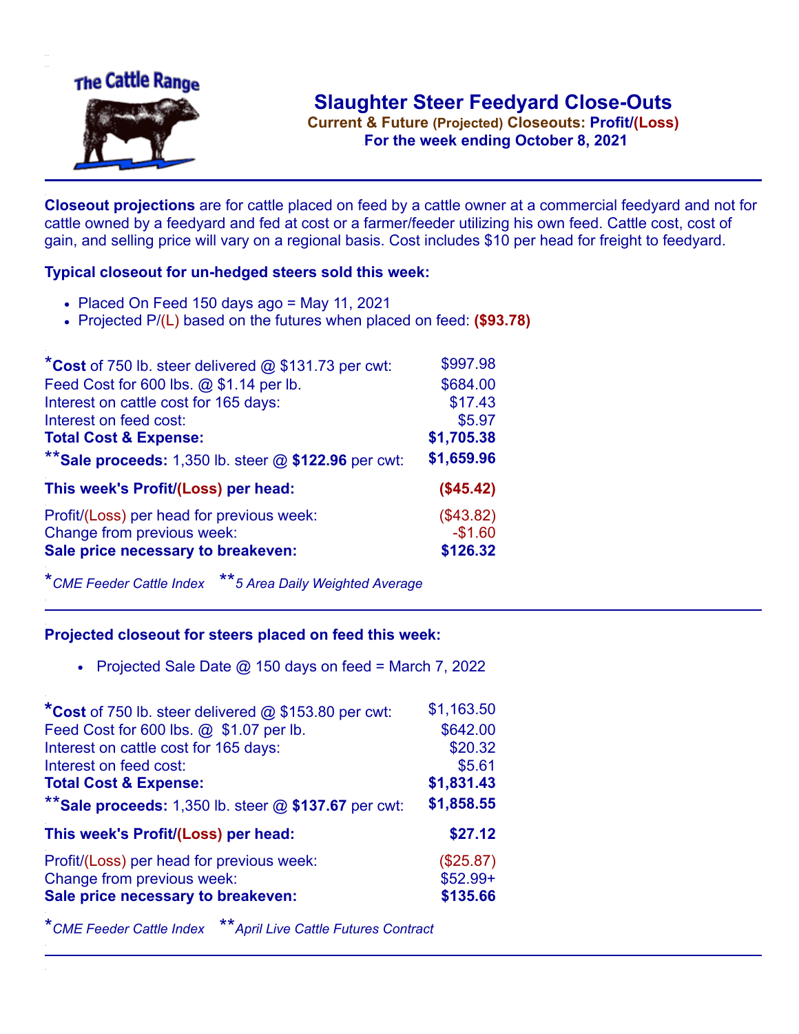# Slaughter Steer Feedyard Close-Outs

**Current & Future (Projected) Closeouts: Profit/(Loss)**

**For the week ending October 8, 2021**

**Closeout projections** are for cattle placed on feed by a cattle owner at a commercial feedyard and not for cattle owned by a feedyard and fed at cost or a farmer/feeder utilizing his own feed. Cattle cost, cost of gain, and selling price will vary on a regional basis. Cost includes $10 per head for freight to feedyard.

### Typical closeout for un-hedged steers sold this week:

- Placed On Feed 150 days ago = May 11, 2021
- Projected P/(L) based on the futures when placed on feed: **($93.78)**

| | |
|---|---|
| ***Cost** of 750 lb. steer delivered @ $131.73 per cwt: | $997.98 |
| Feed Cost for 600 lbs. @ $1.14 per lb. | $684.00 |
| Interest on cattle cost for 165 days: | $17.43 |
| Interest on feed cost: | $5.97 |
| **Total Cost & Expense:** | **$1,705.38** |
| ****Sale proceeds:** 1,350 lb. steer @ **$122.96** per cwt: | **$1,659.96** |
| **This week's Profit/(Loss) per head:** | **($45.42)** |
| Profit/(Loss) per head for previous week: | ($43.82) |
| Change from previous week: | -$1.60 |
| **Sale price necessary to breakeven:** | **$126.32** |

**CME Feeder Cattle Index* ***5 Area Daily Weighted Average*

### Projected closeout for steers placed on feed this week:

- Projected Sale Date @ 150 days on feed = March 7, 2022

| | |
|---|---|
| ***Cost** of 750 lb. steer delivered @ $153.80 per cwt: | $1,163.50 |
| Feed Cost for 600 lbs. @ $1.07 per lb. | $642.00 |
| Interest on cattle cost for 165 days: | $20.32 |
| Interest on feed cost: | $5.61 |
| **Total Cost & Expense:** | **$1,831.43** |
| ****Sale proceeds:** 1,350 lb. steer @ **$137.67** per cwt: | **$1,858.55** |
| **This week's Profit/(Loss) per head:** | **$27.12** |
| Profit/(Loss) per head for previous week: | ($25.87) |
| Change from previous week: | $52.99+ |
| **Sale price necessary to breakeven:** | **$135.66** |

**CME Feeder Cattle Index* ***April Live Cattle Futures Contract*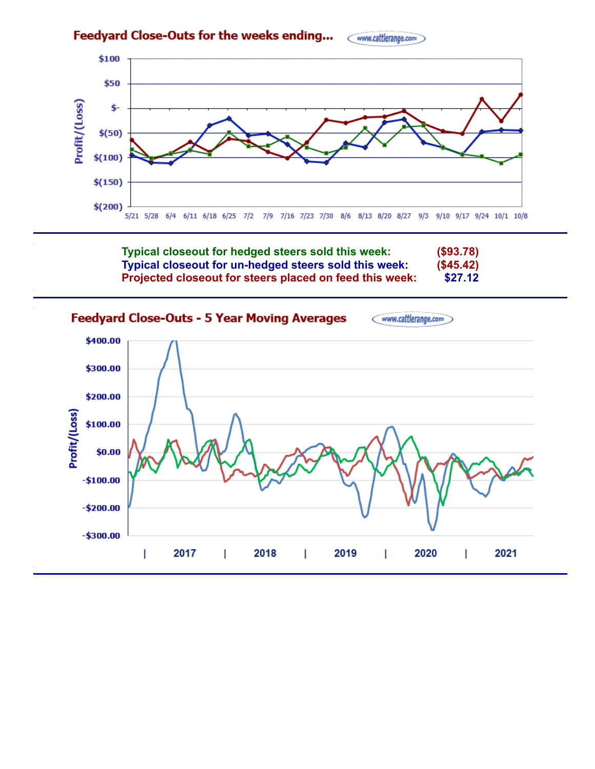## Feedyard Close-Outs for the weeks ending...

www.cattlerange.com

$100
$50
$-
$(50)
$(100)
$(150)
$(200)

Profit/(Loss)

5/21 5/28 6/4 6/11 6/18 6/25 7/2 7/9 7/16 7/23 7/30 8/6 8/13 8/20 8/27 9/3 9/10 9/17 9/24 10/1 10/8

---

**Typical closeout for hedged steers sold this week:** ($93.78)
**Typical closeout for un-hedged steers sold this week:** ($45.42)
**Projected closeout for steers placed on feed this week:** $27.12

---

## Feedyard Close-Outs - 5 Year Moving Averages

www.cattlerange.com

$400.00
$300.00
$200.00
$100.00
$0.00
-$100.00
-$200.00
-$300.00

Profit/(Loss)

2017 2018 2019 2020 2021